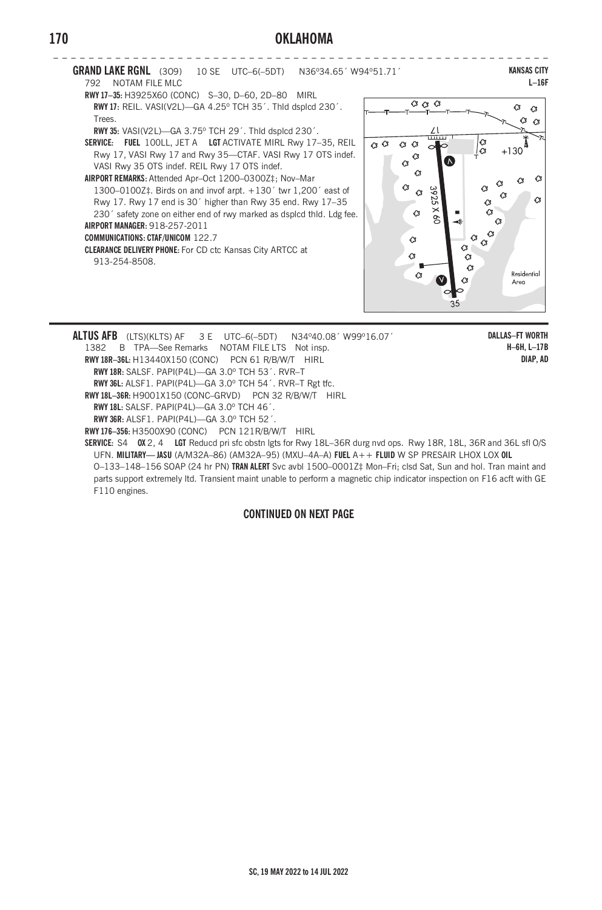**GRAND LAKE RGNL** (3O9) 10 SE UTC–6(–5DT) N36°34.65´ W94°51.71´ **KANSAS CITY**
792 NOTAM FILE MLC **L–16F**

**RWY 17–35:** H3925X60 (CONC) S–30, D–60, 2D–80 MIRL

**RWY 17:** REIL. VASI(V2L)—GA 4.25° TCH 35´. Thld dsplcd 230´. Trees.

**RWY 35:** VASI(V2L)—GA 3.75° TCH 29´. Thld dsplcd 230´.

**SERVICE: FUEL** 100LL, JET A **LGT** ACTIVATE MIRL Rwy 17–35, REIL Rwy 17, VASI Rwy 17 and Rwy 35—CTAF. VASI Rwy 17 OTS indef. VASI Rwy 35 OTS indef. REIL Rwy 17 OTS indef.

**AIRPORT REMARKS:** Attended Apr–Oct 1200–0300Z‡; Nov–Mar 1300–0100Z‡. Birds on and invof arpt. +130´ twr 1,200´ east of Rwy 17. Rwy 17 end is 30´ higher than Rwy 35 end. Rwy 17–35 230´ safety zone on either end of rwy marked as dsplcd thld. Ldg fee.

**AIRPORT MANAGER:** 918-257-2011

**COMMUNICATIONS: CTAF/UNICOM** 122.7

**CLEARANCE DELIVERY PHONE:** For CD ctc Kansas City ARTCC at 913-254-8508.

17 3925 X 60 +130 Residential Area 35

---

**ALTUS AFB** (LTS)(KLTS) AF 3 E UTC–6(–5DT) N34°40.08´ W99°16.07´ **DALLAS–FT WORTH**
1382 B TPA—See Remarks NOTAM FILE LTS Not insp. **H–6H, L–17B**
**DIAP, AD**

**RWY 18R–36L:** H13440X150 (CONC) PCN 61 R/B/W/T HIRL

**RWY 18R:** SALSF. PAPI(P4L)—GA 3.0° TCH 53´. RVR–T

**RWY 36L:** ALSF1. PAPI(P4L)—GA 3.0° TCH 54´. RVR–T Rgt tfc.

**RWY 18L–36R:** H9001X150 (CONC–GRVD) PCN 32 R/B/W/T HIRL

**RWY 18L:** SALSF. PAPI(P4L)—GA 3.0° TCH 46´.

**RWY 36R:** ALSF1. PAPI(P4L)—GA 3.0° TCH 52´.

**RWY 176–356:** H3500X90 (CONC) PCN 121R/B/W/T HIRL

**SERVICE:** S4 **OX** 2, 4 **LGT** Reducd pri sfc obstn lgts for Rwy 18L–36R durg nvd ops. Rwy 18R, 18L, 36R and 36L sfl O/S UFN. **MILITARY— JASU** (A/M32A–86) (AM32A–95) (MXU–4A–A) **FUEL** A++ **FLUID** W SP PRESAIR LHOX LOX **OIL** O–133–148–156 SOAP (24 hr PN) **TRAN ALERT** Svc avbl 1500–0001Z‡ Mon–Fri; clsd Sat, Sun and hol. Tran maint and parts support extremely ltd. Transient maint unable to perform a magnetic chip indicator inspection on F16 acft with GE F110 engines.

**CONTINUED ON NEXT PAGE**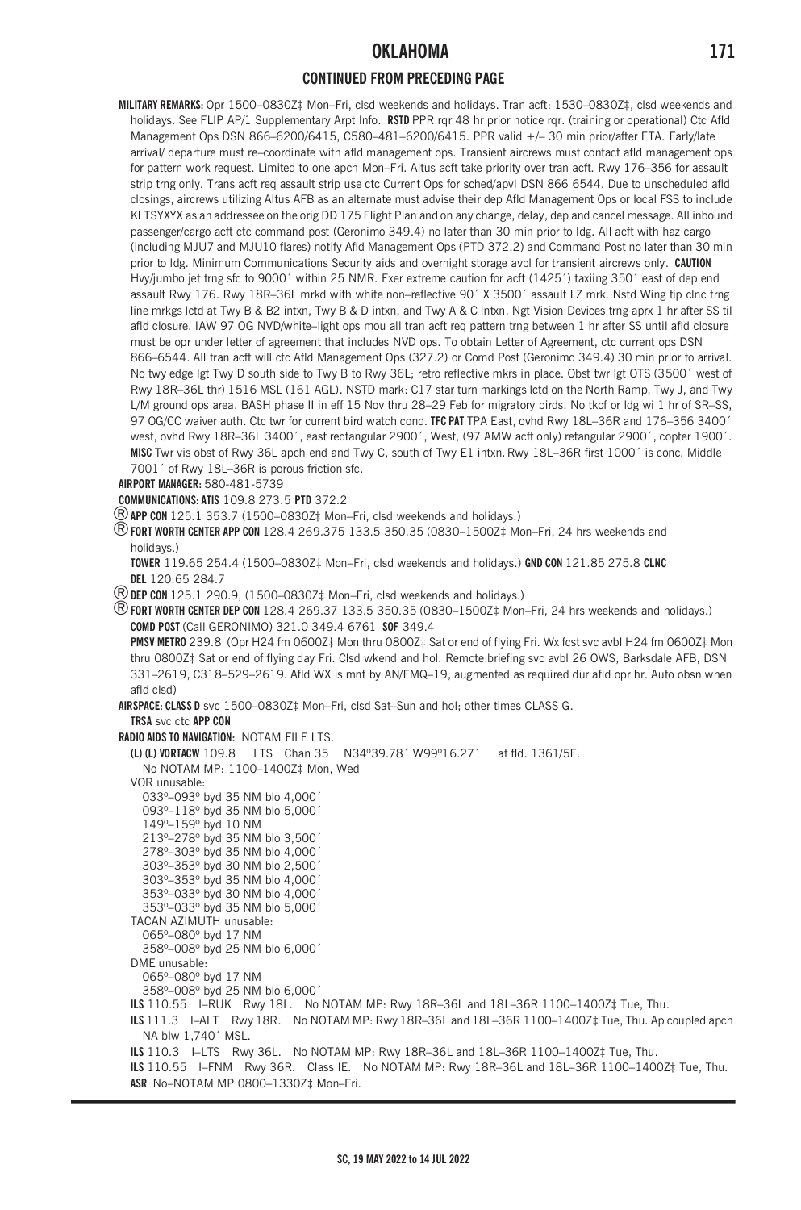## CONTINUED FROM PRECEDING PAGE

**MILITARY REMARKS:** Opr 1500–0830Z‡ Mon–Fri, clsd weekends and holidays. Tran acft: 1530–0830Z‡, clsd weekends and holidays. See FLIP AP/1 Supplementary Arpt Info. **RSTD** PPR rqr 48 hr prior notice rqr. (training or operational) Ctc Afld Management Ops DSN 866–6200/6415, C580–481–6200/6415. PPR valid +/– 30 min prior/after ETA. Early/late arrival/ departure must re–coordinate with afld management ops. Transient aircrews must contact afld management ops for pattern work request. Limited to one apch Mon–Fri. Altus acft take priority over tran acft. Rwy 176–356 for assault strip trng only. Trans acft req assault strip use ctc Current Ops for sched/apvl DSN 866 6544. Due to unscheduled afld closings, aircrews utilizing Altus AFB as an alternate must advise their dep Afld Management Ops or local FSS to include KLTSYXYX as an addressee on the orig DD 175 Flight Plan and on any change, delay, dep and cancel message. All inbound passenger/cargo acft ctc command post (Geronimo 349.4) no later than 30 min prior to ldg. All acft with haz cargo (including MJU7 and MJU10 flares) notify Afld Management Ops (PTD 372.2) and Command Post no later than 30 min prior to ldg. Minimum Communications Security aids and overnight storage avbl for transient aircrews only. **CAUTION** Hvy/jumbo jet trng sfc to 9000´ within 25 NMR. Exer extreme caution for acft (1425´) taxiing 350´ east of dep end assault Rwy 176. Rwy 18R–36L mrkd with white non–reflective 90´ X 3500´ assault LZ mrk. Nstd Wing tip clnc trng line mrkgs lctd at Twy B & B2 intxn, Twy B & D intxn, and Twy A & C intxn. Ngt Vision Devices trng aprx 1 hr after SS til afld closure. IAW 97 OG NVD/white–light ops mou all tran acft req pattern trng between 1 hr after SS until afld closure must be opr under letter of agreement that includes NVD ops. To obtain Letter of Agreement, ctc current ops DSN 866–6544. All tran acft will ctc Afld Management Ops (327.2) or Comd Post (Geronimo 349.4) 30 min prior to arrival. No twy edge lgt Twy D south side to Twy B to Rwy 36L; retro reflective mkrs in place. Obst twr lgt OTS (3500´ west of Rwy 18R–36L thr) 1516 MSL (161 AGL). NSTD mark: C17 star turn markings lctd on the North Ramp, Twy J, and Twy L/M ground ops area. BASH phase II in eff 15 Nov thru 28–29 Feb for migratory birds. No tkof or ldg wi 1 hr of SR–SS, 97 OG/CC waiver auth. Ctc twr for current bird watch cond. **TFC PAT** TPA East, ovhd Rwy 18L–36R and 176–356 3400´ west, ovhd Rwy 18R–36L 3400´, east rectangular 2900´, West, (97 AMW acft only) retangular 2900´, copter 1900´. **MISC** Twr vis obst of Rwy 36L apch end and Twy C, south of Twy E1 intxn. Rwy 18L–36R first 1000´ is conc. Middle 7001´ of Rwy 18L–36R is porous friction sfc.

**AIRPORT MANAGER:** 580-481-5739

**COMMUNICATIONS: ATIS** 109.8 273.5 **PTD** 372.2

Ⓡ **APP CON** 125.1 353.7 (1500–0830Z‡ Mon–Fri, clsd weekends and holidays.)

Ⓡ **FORT WORTH CENTER APP CON** 128.4 269.375 133.5 350.35 (0830–1500Z‡ Mon–Fri, 24 hrs weekends and holidays.)

**TOWER** 119.65 254.4 (1500–0830Z‡ Mon–Fri, clsd weekends and holidays.) **GND CON** 121.85 275.8 **CLNC DEL** 120.65 284.7

Ⓡ **DEP CON** 125.1 290.9, (1500–0830Z‡ Mon–Fri, clsd weekends and holidays.)

Ⓡ **FORT WORTH CENTER DEP CON** 128.4 269.37 133.5 350.35 (0830–1500Z‡ Mon–Fri, 24 hrs weekends and holidays.)

**COMD POST** (Call GERONIMO) 321.0 349.4 6761 **SOF** 349.4

**PMSV METRO** 239.8 (Opr H24 fm 0600Z‡ Mon thru 0800Z‡ Sat or end of flying Fri. Wx fcst svc avbl H24 fm 0600Z‡ Mon thru 0800Z‡ Sat or end of flying day Fri. Clsd wkend and hol. Remote briefing svc avbl 26 OWS, Barksdale AFB, DSN 331–2619, C318–529–2619. Afld WX is mnt by AN/FMQ–19, augmented as required dur afld opr hr. Auto obsn when afld clsd)

**AIRSPACE: CLASS D** svc 1500–0830Z‡ Mon–Fri, clsd Sat–Sun and hol; other times CLASS G.

**TRSA** svc ctc **APP CON**

**RADIO AIDS TO NAVIGATION:** NOTAM FILE LTS.

**(L) (L) VORTACW** 109.8 LTS Chan 35 N34°39.78´ W99°16.27´ at fld. 1361/5E.

No NOTAM MP: 1100–1400Z‡ Mon, Wed

VOR unusable:

- 033°–093° byd 35 NM blo 4,000´
- 093°–118° byd 35 NM blo 5,000´
- 149°–159° byd 10 NM
- 213°–278° byd 35 NM blo 3,500´
- 278°–303° byd 35 NM blo 4,000´
- 303°–353° byd 30 NM blo 2,500´
- 303°–353° byd 35 NM blo 4,000´
- 353°–033° byd 30 NM blo 4,000´
- 353°–033° byd 35 NM blo 5,000´

TACAN AZIMUTH unusable:

- 065°–080° byd 17 NM
- 358°–008° byd 25 NM blo 6,000´

DME unusable:

- 065°–080° byd 17 NM
- 358°–008° byd 25 NM blo 6,000´

**ILS** 110.55 I–RUK Rwy 18L. No NOTAM MP: Rwy 18R–36L and 18L–36R 1100–1400Z‡ Tue, Thu.

**ILS** 111.3 I–ALT Rwy 18R. No NOTAM MP: Rwy 18R–36L and 18L–36R 1100–1400Z‡ Tue, Thu. Ap coupled apch NA blw 1,740´ MSL.

**ILS** 110.3 I–LTS Rwy 36L. No NOTAM MP: Rwy 18R–36L and 18L–36R 1100–1400Z‡ Tue, Thu.

**ILS** 110.55 I–FNM Rwy 36R. Class IE. No NOTAM MP: Rwy 18R–36L and 18L–36R 1100–1400Z‡ Tue, Thu.

**ASR** No–NOTAM MP 0800–1330Z‡ Mon–Fri.